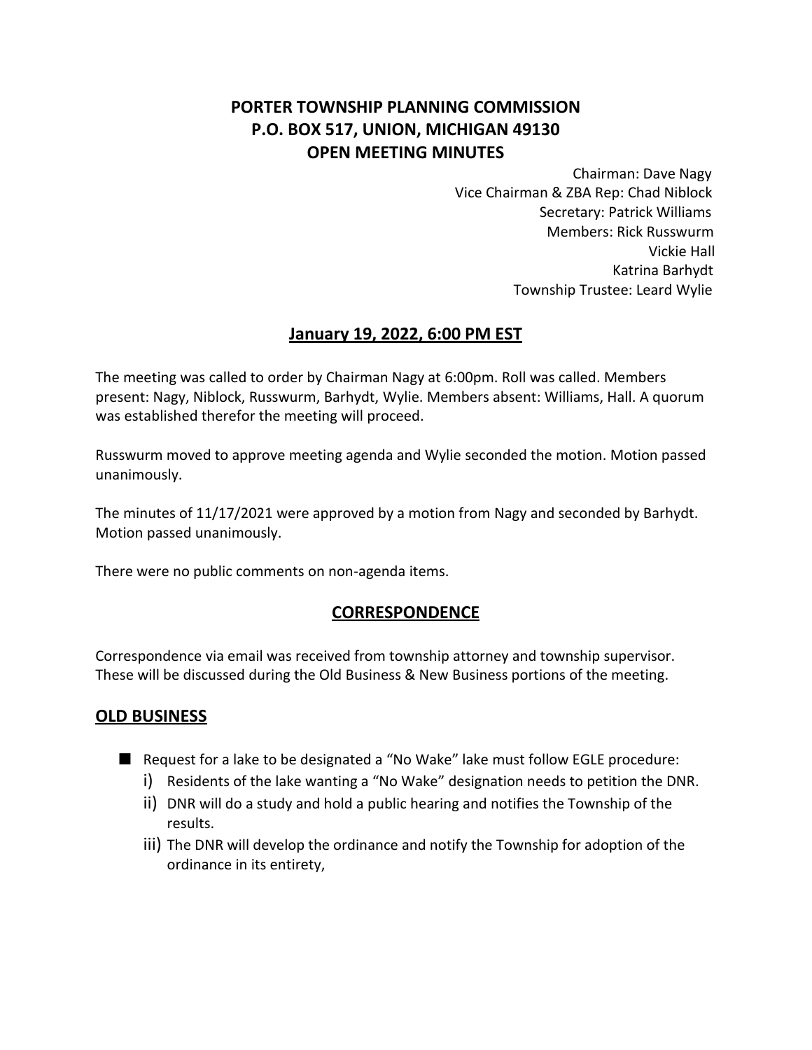# PORTER TOWNSHIP PLANNING COMMISSION
# P.O. BOX 517, UNION, MICHIGAN 49130
# OPEN MEETING MINUTES

Chairman: Dave Nagy
Vice Chairman & ZBA Rep: Chad Niblock
Secretary: Patrick Williams
Members: Rick Russwurm
Vickie Hall
Katrina Barhydt
Township Trustee: Leard Wylie

## January 19, 2022, 6:00 PM EST

The meeting was called to order by Chairman Nagy at 6:00pm. Roll was called. Members present: Nagy, Niblock, Russwurm, Barhydt, Wylie. Members absent: Williams, Hall. A quorum was established therefor the meeting will proceed.

Russwurm moved to approve meeting agenda and Wylie seconded the motion. Motion passed unanimously.

The minutes of 11/17/2021 were approved by a motion from Nagy and seconded by Barhydt. Motion passed unanimously.

There were no public comments on non-agenda items.

## CORRESPONDENCE

Correspondence via email was received from township attorney and township supervisor. These will be discussed during the Old Business & New Business portions of the meeting.

## OLD BUSINESS

- Request for a lake to be designated a "No Wake" lake must follow EGLE procedure:
  - i) Residents of the lake wanting a "No Wake" designation needs to petition the DNR.
  - ii) DNR will do a study and hold a public hearing and notifies the Township of the results.
  - iii) The DNR will develop the ordinance and notify the Township for adoption of the ordinance in its entirety,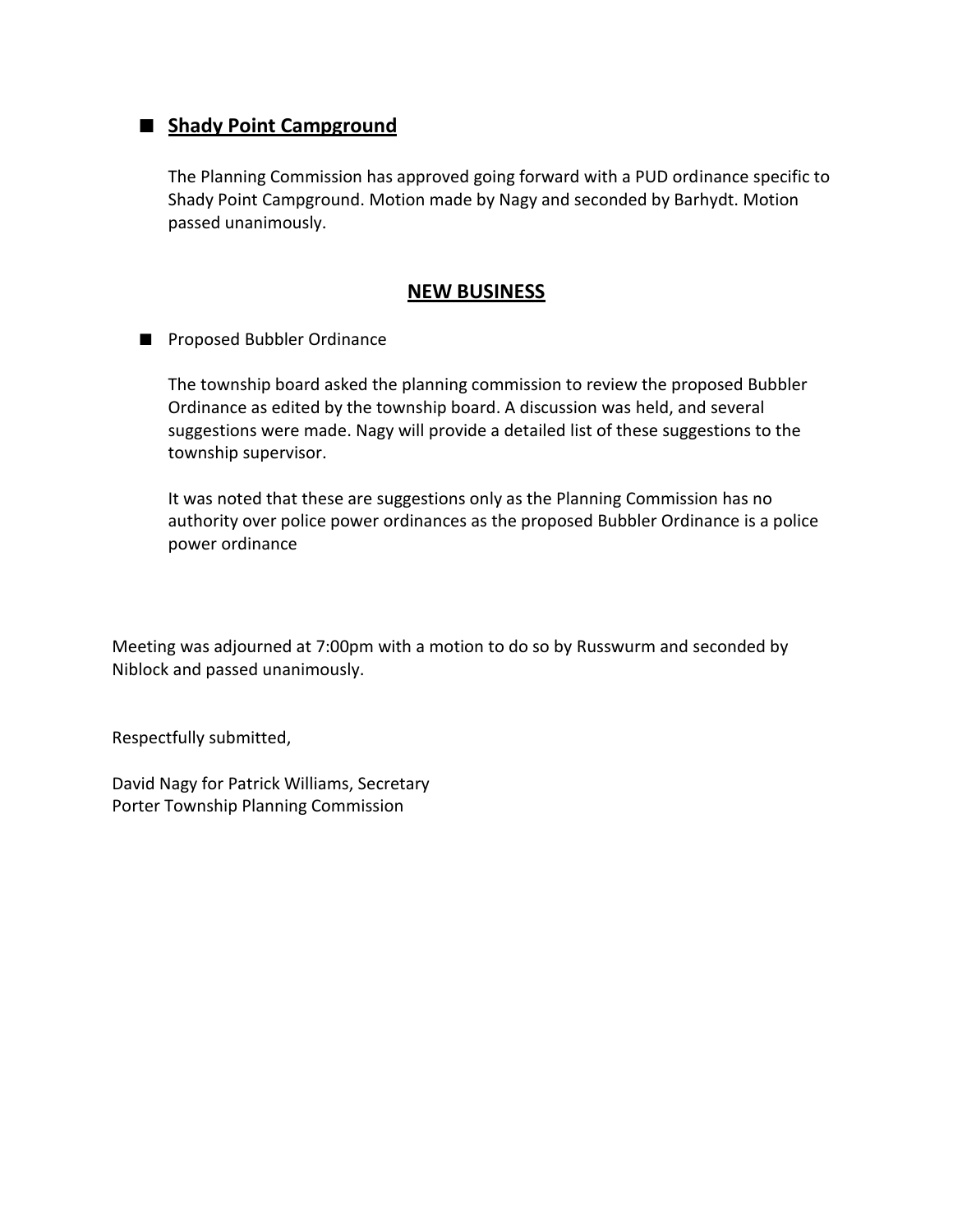- **Shady Point Campground**

  The Planning Commission has approved going forward with a PUD ordinance specific to Shady Point Campground. Motion made by Nagy and seconded by Barhydt. Motion passed unanimously.

## NEW BUSINESS

- Proposed Bubbler Ordinance

  The township board asked the planning commission to review the proposed Bubbler Ordinance as edited by the township board. A discussion was held, and several suggestions were made. Nagy will provide a detailed list of these suggestions to the township supervisor.

  It was noted that these are suggestions only as the Planning Commission has no authority over police power ordinances as the proposed Bubbler Ordinance is a police power ordinance

Meeting was adjourned at 7:00pm with a motion to do so by Russwurm and seconded by Niblock and passed unanimously.

Respectfully submitted,

David Nagy for Patrick Williams, Secretary
Porter Township Planning Commission